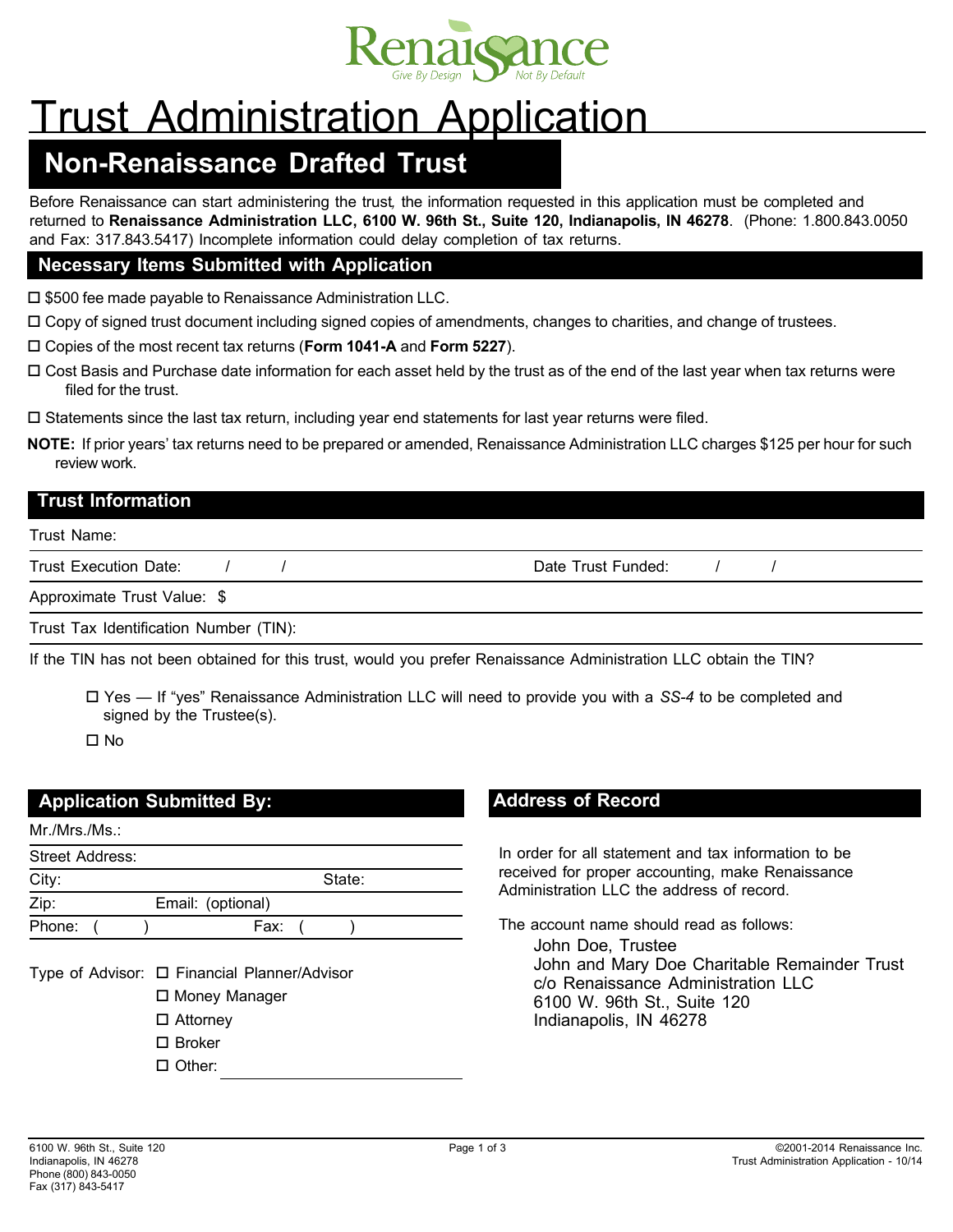Renaissance

Give By Design Not By Default

# Trust Administration Application

## Non-Renaissance Drafted Trust

Before Renaissance can start administering the trust, the information requested in this application must be completed and returned to **Renaissance Administration LLC, 6100 W. 96th St., Suite 120, Indianapolis, IN 46278**. (Phone: 1.800.843.0050 and Fax: 317.843.5417) Incomplete information could delay completion of tax returns.

### Necessary Items Submitted with Application

- ☐ $500 fee made payable to Renaissance Administration LLC.
- ☐ Copy of signed trust document including signed copies of amendments, changes to charities, and change of trustees.
- ☐ Copies of the most recent tax returns (**Form 1041-A** and **Form 5227**).
- ☐ Cost Basis and Purchase date information for each asset held by the trust as of the end of the last year when tax returns were filed for the trust.
- ☐ Statements since the last tax return, including year end statements for last year returns were filed.

**NOTE:** If prior years' tax returns need to be prepared or amended, Renaissance Administration LLC charges $125 per hour for such review work.

### Trust Information

Trust Name:

Trust Execution Date: / / Date Trust Funded: / /

Approximate Trust Value: $

Trust Tax Identification Number (TIN):

If the TIN has not been obtained for this trust, would you prefer Renaissance Administration LLC obtain the TIN?

- ☐ Yes — If "yes" Renaissance Administration LLC will need to provide you with a *SS-4* to be completed and signed by the Trustee(s).
- ☐ No

### Application Submitted By:

Mr./Mrs./Ms.:

Street Address:

City: State:

Zip: Email: (optional)

Phone: ( ) Fax: ( )

Type of Advisor:
- ☐ Financial Planner/Advisor
- ☐ Money Manager
- ☐ Attorney
- ☐ Broker
- ☐ Other: ____________________

### Address of Record

In order for all statement and tax information to be received for proper accounting, make Renaissance Administration LLC the address of record.

The account name should read as follows:

John Doe, Trustee
John and Mary Doe Charitable Remainder Trust
c/o Renaissance Administration LLC
6100 W. 96th St., Suite 120
Indianapolis, IN 46278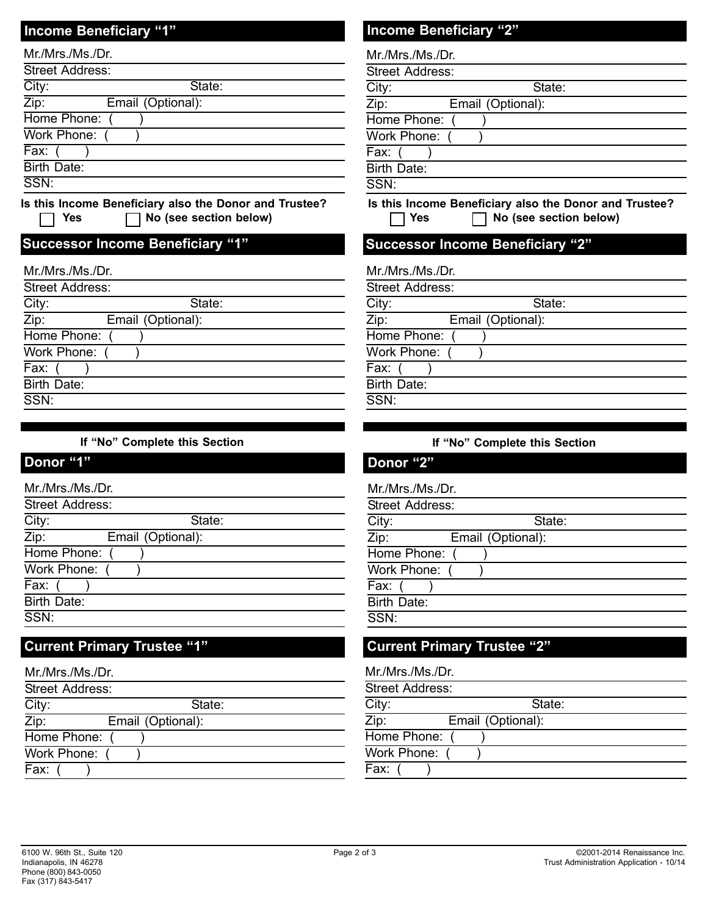## Income Beneficiary "1"

Mr./Mrs./Ms./Dr.

Street Address:

City: State:

Zip: Email (Optional):

Home Phone: ( )

Work Phone: ( )

Fax: ( )

Birth Date:

SSN:

**Is this Income Beneficiary also the Donor and Trustee?**

☐ **Yes** ☐ **No (see section below)**

## Successor Income Beneficiary "1"

Mr./Mrs./Ms./Dr.

Street Address:

City: State:

Zip: Email (Optional):

Home Phone: ( )

Work Phone: ( )

Fax: ( )

Birth Date:

SSN:

**If "No" Complete this Section**

## Donor "1"

Mr./Mrs./Ms./Dr.

Street Address:

City: State:

Zip: Email (Optional):

Home Phone: ( )

Work Phone: ( )

Fax: ( )

Birth Date:

SSN:

## Current Primary Trustee "1"

Mr./Mrs./Ms./Dr.

Street Address:

City: State:

Zip: Email (Optional):

Home Phone: ( )

Work Phone: ( )

Fax: ( )

## Income Beneficiary "2"

Mr./Mrs./Ms./Dr.

Street Address:

City: State:

Zip: Email (Optional):

Home Phone: ( )

Work Phone: ( )

Fax: ( )

Birth Date:

SSN:

**Is this Income Beneficiary also the Donor and Trustee?**

☐ **Yes** ☐ **No (see section below)**

## Successor Income Beneficiary "2"

Mr./Mrs./Ms./Dr.

Street Address:

City: State:

Zip: Email (Optional):

Home Phone: ( )

Work Phone: ( )

Fax: ( )

Birth Date:

SSN:

**If "No" Complete this Section**

## Donor "2"

Mr./Mrs./Ms./Dr.

Street Address:

City: State:

Zip: Email (Optional):

Home Phone: ( )

Work Phone: ( )

Fax: ( )

Birth Date:

SSN:

## Current Primary Trustee "2"

Mr./Mrs./Ms./Dr.

Street Address:

City: State:

Zip: Email (Optional):

Home Phone: ( )

Work Phone: ( )

Fax: ( )

6100 W. 96th St., Suite 120
Indianapolis, IN 46278
Phone (800) 843-0050
Fax (317) 843-5417

©2001-2014 Renaissance Inc.
Trust Administration Application - 10/14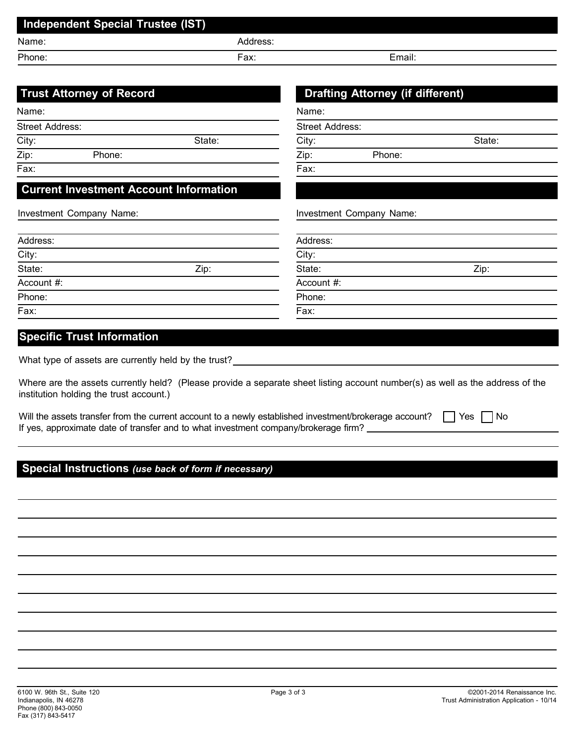## Independent Special Trustee (IST)

Name: Address:

Phone: Fax: Email:

## Trust Attorney of Record

Name:

Street Address:

City: State:

Zip: Phone:

Fax:

## Drafting Attorney (if different)

Name:

Street Address:

City: State:

Zip: Phone:

Fax:

## Current Investment Account Information

Investment Company Name:

Address:

City:

State: Zip:

Account #:

Phone:

Fax:

Investment Company Name:

Address:

City:

State: Zip:

Account #:

Phone:

Fax:

## Specific Trust Information

What type of assets are currently held by the trust?

Where are the assets currently held? (Please provide a separate sheet listing account number(s) as well as the address of the institution holding the trust account.)

Will the assets transfer from the current account to a newly established investment/brokerage account? ☐ Yes ☐ No

If yes, approximate date of transfer and to what investment company/brokerage firm?

## Special Instructions *(use back of form if necessary)*

6100 W. 96th St., Suite 120
Indianapolis, IN 46278
Phone (800) 843-0050
Fax (317) 843-5417

©2001-2014 Renaissance Inc.
Trust Administration Application - 10/14